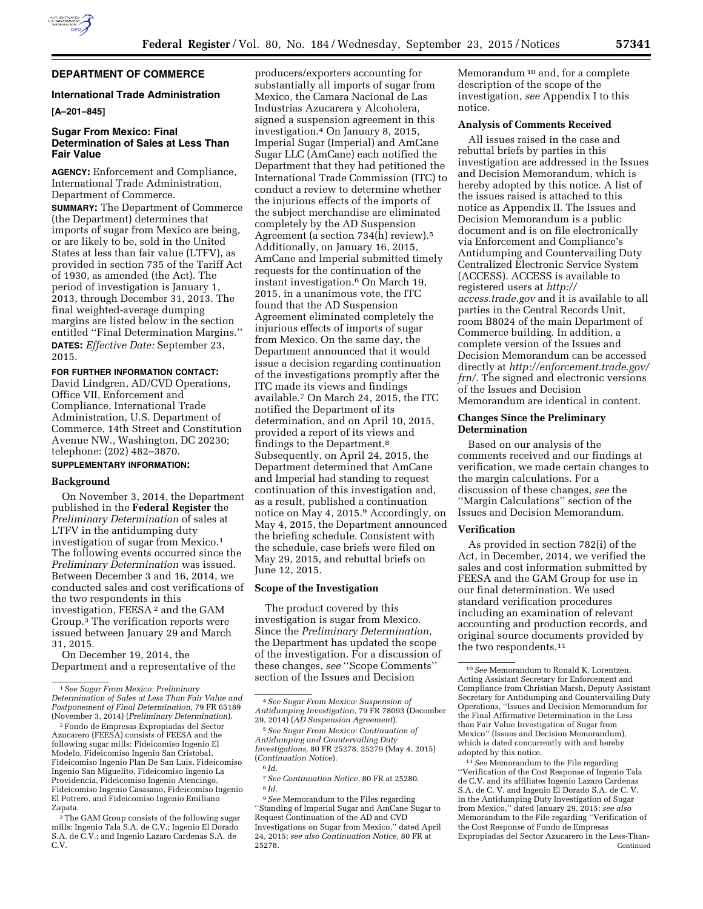## DEPARTMENT OF COMMERCE

### International Trade Administration

**[A–201–845]**

### Sugar From Mexico: Final Determination of Sales at Less Than Fair Value

**AGENCY:** Enforcement and Compliance, International Trade Administration, Department of Commerce.

**SUMMARY:** The Department of Commerce (the Department) determines that imports of sugar from Mexico are being, or are likely to be, sold in the United States at less than fair value (LTFV), as provided in section 735 of the Tariff Act of 1930, as amended (the Act). The period of investigation is January 1, 2013, through December 31, 2013. The final weighted-average dumping margins are listed below in the section entitled ''Final Determination Margins.''

**DATES:** *Effective Date:* September 23, 2015.

**FOR FURTHER INFORMATION CONTACT:** David Lindgren, AD/CVD Operations, Office VII, Enforcement and Compliance, International Trade Administration, U.S. Department of Commerce, 14th Street and Constitution Avenue NW., Washington, DC 20230; telephone: (202) 482–3870.

**SUPPLEMENTARY INFORMATION:**

#### Background

On November 3, 2014, the Department published in the **Federal Register** the *Preliminary Determination* of sales at LTFV in the antidumping duty investigation of sugar from Mexico.[1] The following events occurred since the *Preliminary Determination* was issued. Between December 3 and 16, 2014, we conducted sales and cost verifications of the two respondents in this investigation, FEESA [2] and the GAM Group.[3] The verification reports were issued between January 29 and March 31, 2015.

On December 19, 2014, the Department and a representative of the producers/exporters accounting for substantially all imports of sugar from Mexico, the Camara Nacional de Las Industrias Azucarera y Alcoholera, signed a suspension agreement in this investigation.[4] On January 8, 2015, Imperial Sugar (Imperial) and AmCane Sugar LLC (AmCane) each notified the Department that they had petitioned the International Trade Commission (ITC) to conduct a review to determine whether the injurious effects of the imports of the subject merchandise are eliminated completely by the AD Suspension Agreement (a section 734(h) review).[5] Additionally, on January 16, 2015, AmCane and Imperial submitted timely requests for the continuation of the instant investigation.[6] On March 19, 2015, in a unanimous vote, the ITC found that the AD Suspension Agreement eliminated completely the injurious effects of imports of sugar from Mexico. On the same day, the Department announced that it would issue a decision regarding continuation of the investigations promptly after the ITC made its views and findings available.[7] On March 24, 2015, the ITC notified the Department of its determination, and on April 10, 2015, provided a report of its views and findings to the Department.[8] Subsequently, on April 24, 2015, the Department determined that AmCane and Imperial had standing to request continuation of this investigation and, as a result, published a continuation notice on May 4, 2015.[9] Accordingly, on May 4, 2015, the Department announced the briefing schedule. Consistent with the schedule, case briefs were filed on May 29, 2015, and rebuttal briefs on June 12, 2015.

#### Scope of the Investigation

The product covered by this investigation is sugar from Mexico. Since the *Preliminary Determination,* the Department has updated the scope of the investigation. For a discussion of these changes, *see* ''Scope Comments'' section of the Issues and Decision Memorandum [10] and, for a complete description of the scope of the investigation, *see* Appendix I to this notice.

#### Analysis of Comments Received

All issues raised in the case and rebuttal briefs by parties in this investigation are addressed in the Issues and Decision Memorandum, which is hereby adopted by this notice. A list of the issues raised is attached to this notice as Appendix II. The Issues and Decision Memorandum is a public document and is on file electronically via Enforcement and Compliance's Antidumping and Countervailing Duty Centralized Electronic Service System (ACCESS). ACCESS is available to registered users at *http://access.trade.gov* and it is available to all parties in the Central Records Unit, room B8024 of the main Department of Commerce building. In addition, a complete version of the Issues and Decision Memorandum can be accessed directly at *http://enforcement.trade.gov/frn/.* The signed and electronic versions of the Issues and Decision Memorandum are identical in content.

#### Changes Since the Preliminary Determination

Based on our analysis of the comments received and our findings at verification, we made certain changes to the margin calculations. For a discussion of these changes, *see* the ''Margin Calculations'' section of the Issues and Decision Memorandum.

#### Verification

As provided in section 782(i) of the Act, in December, 2014, we verified the sales and cost information submitted by FEESA and the GAM Group for use in our final determination. We used standard verification procedures including an examination of relevant accounting and production records, and original source documents provided by the two respondents.[11]

---

[1] *See Sugar From Mexico: Preliminary Determination of Sales at Less Than Fair Value and Postponement of Final Determination,* 79 FR 65189 (November 3, 2014) (*Preliminary Determination*).

[2] Fondo de Empresas Expropiadas del Sector Azucarero (FEESA) consists of FEESA and the following sugar mills: Fideicomiso Ingenio El Modelo, Fideicomiso Ingenio San Cristobal, Fideicomiso Ingenio Plan De San Luis, Fideicomiso Ingenio San Miguelito, Fideicomiso Ingenio La Providencia, Fideicomiso Ingenio Atencingo, Fideicomiso Ingenio Casasano, Fideicomiso Ingenio El Potrero, and Fideicomiso Ingenio Emiliano Zapata.

[3] The GAM Group consists of the following sugar mills: Ingenio Tala S.A. de C.V.; Ingenio El Dorado S.A. de C.V.; and Ingenio Lazaro Cardenas S.A. de C.V.

[4] *See Sugar From Mexico: Suspension of Antidumping Investigation,* 79 FR 78093 (December 29, 2014) (*AD Suspension Agreement*).

[5] *See Sugar From Mexico: Continuation of Antidumping and Countervailing Duty Investigations,* 80 FR 25278, 25279 (May 4, 2015) (*Continuation Notice*).

[6] *Id.*

[7] *See Continuation Notice,* 80 FR at 25280.

[8] *Id.*

[9] *See* Memorandum to the Files regarding ''Standing of Imperial Sugar and AmCane Sugar to Request Continuation of the AD and CVD Investigations on Sugar from Mexico,'' dated April 24, 2015; *see also Continuation Notice,* 80 FR at 25278.

[10] *See* Memorandum to Ronald K. Lorentzen, Acting Assistant Secretary for Enforcement and Compliance from Christian Marsh, Deputy Assistant Secretary for Antidumping and Countervailing Duty Operations, ''Issues and Decision Memorandum for the Final Affirmative Determination in the Less than Fair Value Investigation of Sugar from Mexico'' (Issues and Decision Memorandum), which is dated concurrently with and hereby adopted by this notice.

[11] *See* Memorandum to the File regarding ''Verification of the Cost Response of Ingenio Tala de C.V. and its affiliates Ingenio Lazaro Cardenas S.A. de C. V. and Ingenio El Dorado S.A. de C. V. in the Antidumping Duty Investigation of Sugar from Mexico,'' dated January 29, 2015; *see also* Memorandum to the File regarding ''Verification of the Cost Response of Fondo de Empresas Expropiadas del Sector Azucarero in the Less-Than-
Continued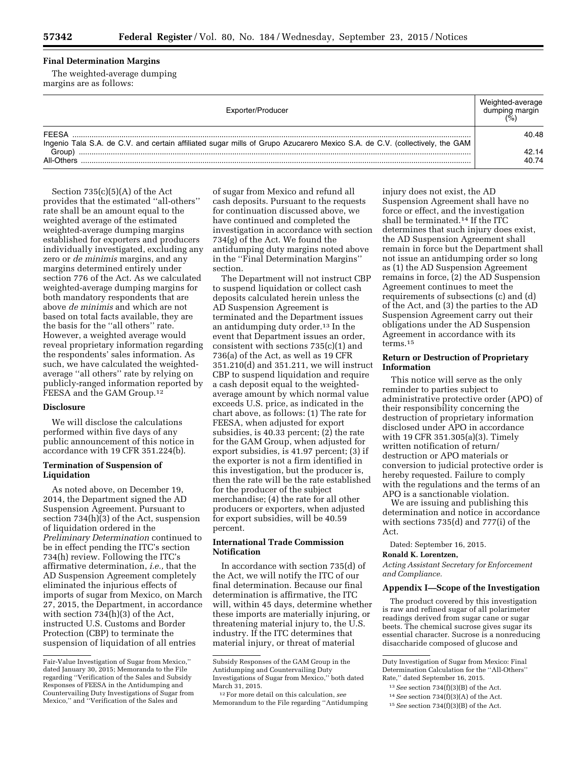### Final Determination Margins

The weighted-average dumping margins are as follows:

| Exporter/Producer | Weighted-average dumping margin (%) |
| --- | --- |
| FEESA | 40.48 |
| Ingenio Tala S.A. de C.V. and certain affiliated sugar mills of Grupo Azucarero Mexico S.A. de C.V. (collectively, the GAM Group) | 42.14 |
| All-Others | 40.74 |

Section 735(c)(5)(A) of the Act provides that the estimated "all-others" rate shall be an amount equal to the weighted average of the estimated weighted-average dumping margins established for exporters and producers individually investigated, excluding any zero or *de minimis* margins, and any margins determined entirely under section 776 of the Act. As we calculated weighted-average dumping margins for both mandatory respondents that are above *de minimis* and which are not based on total facts available, they are the basis for the "all others" rate. However, a weighted average would reveal proprietary information regarding the respondents' sales information. As such, we have calculated the weighted-average "all others" rate by relying on publicly-ranged information reported by FEESA and the GAM Group.[12]

### Disclosure

We will disclose the calculations performed within five days of any public announcement of this notice in accordance with 19 CFR 351.224(b).

### Termination of Suspension of Liquidation

As noted above, on December 19, 2014, the Department signed the AD Suspension Agreement. Pursuant to section 734(h)(3) of the Act, suspension of liquidation ordered in the *Preliminary Determination* continued to be in effect pending the ITC's section 734(h) review. Following the ITC's affirmative determination, *i.e.,* that the AD Suspension Agreement completely eliminated the injurious effects of imports of sugar from Mexico, on March 27, 2015, the Department, in accordance with section 734(h)(3) of the Act, instructed U.S. Customs and Border Protection (CBP) to terminate the suspension of liquidation of all entries of sugar from Mexico and refund all cash deposits. Pursuant to the requests for continuation discussed above, we have continued and completed the investigation in accordance with section 734(g) of the Act. We found the antidumping duty margins noted above in the "Final Determination Margins" section.

The Department will not instruct CBP to suspend liquidation or collect cash deposits calculated herein unless the AD Suspension Agreement is terminated and the Department issues an antidumping duty order.[13] In the event that Department issues an order, consistent with sections 735(c)(1) and 736(a) of the Act, as well as 19 CFR 351.210(d) and 351.211, we will instruct CBP to suspend liquidation and require a cash deposit equal to the weighted-average amount by which normal value exceeds U.S. price, as indicated in the chart above, as follows: (1) The rate for FEESA, when adjusted for export subsidies, is 40.33 percent; (2) the rate for the GAM Group, when adjusted for export subsidies, is 41.97 percent; (3) if the exporter is not a firm identified in this investigation, but the producer is, then the rate will be the rate established for the producer of the subject merchandise; (4) the rate for all other producers or exporters, when adjusted for export subsidies, will be 40.59 percent.

### International Trade Commission Notification

In accordance with section 735(d) of the Act, we will notify the ITC of our final determination. Because our final determination is affirmative, the ITC will, within 45 days, determine whether these imports are materially injuring, or threatening material injury to, the U.S. industry. If the ITC determines that material injury, or threat of material injury does not exist, the AD Suspension Agreement shall have no force or effect, and the investigation shall be terminated.[14] If the ITC determines that such injury does exist, the AD Suspension Agreement shall remain in force but the Department shall not issue an antidumping order so long as (1) the AD Suspension Agreement remains in force, (2) the AD Suspension Agreement continues to meet the requirements of subsections (c) and (d) of the Act, and (3) the parties to the AD Suspension Agreement carry out their obligations under the AD Suspension Agreement in accordance with its terms.[15]

### Return or Destruction of Proprietary Information

This notice will serve as the only reminder to parties subject to administrative protective order (APO) of their responsibility concerning the destruction of proprietary information disclosed under APO in accordance with 19 CFR 351.305(a)(3). Timely written notification of return/destruction or APO materials or conversion to judicial protective order is hereby requested. Failure to comply with the regulations and the terms of an APO is a sanctionable violation.

We are issuing and publishing this determination and notice in accordance with sections 735(d) and 777(i) of the Act.

Dated: September 16, 2015.

**Ronald K. Lorentzen,**

*Acting Assistant Secretary for Enforcement and Compliance.*

### Appendix I—Scope of the Investigation

The product covered by this investigation is raw and refined sugar of all polarimeter readings derived from sugar cane or sugar beets. The chemical sucrose gives sugar its essential character. Sucrose is a nonreducing disaccharide composed of glucose and

---

Fair-Value Investigation of Sugar from Mexico," dated January 30, 2015; Memoranda to the File regarding "Verification of the Sales and Subsidy Responses of FEESA in the Antidumping and Countervailing Duty Investigations of Sugar from Mexico," and "Verification of the Sales and Subsidy Responses of the GAM Group in the Antidumping and Countervailing Duty Investigations of Sugar from Mexico," both dated March 31, 2015.

[12] For more detail on this calculation, *see* Memorandum to the File regarding "Antidumping Duty Investigation of Sugar from Mexico: Final Determination Calculation for the "All-Others" Rate," dated September 16, 2015.

[13] *See* section 734(f)(3)(B) of the Act.

[14] *See* section 734(f)(3)(A) of the Act.

[15] *See* section 734(f)(3)(B) of the Act.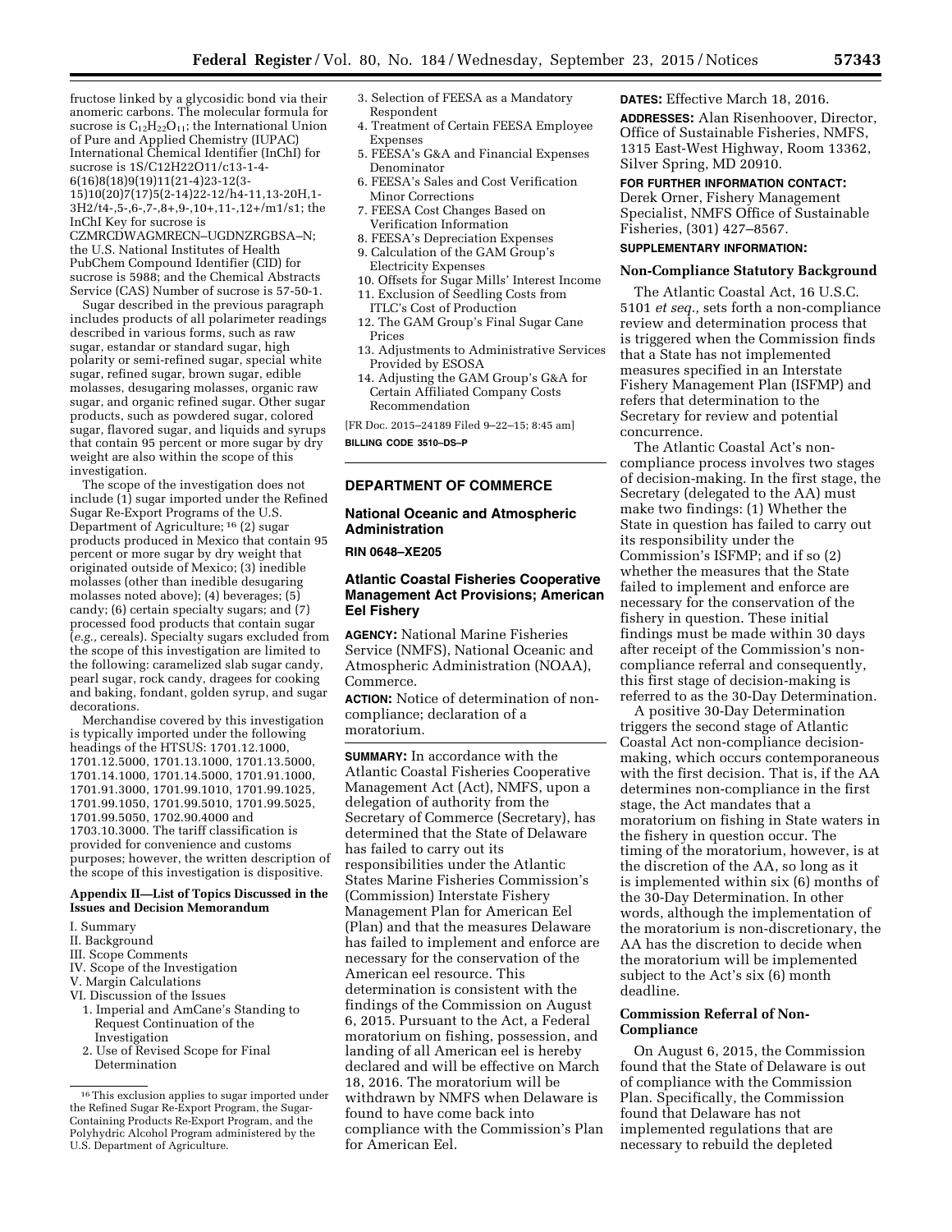fructose linked by a glycosidic bond via their anomeric carbons. The molecular formula for sucrose is $C_{12}H_{22}O_{11}$; the International Union of Pure and Applied Chemistry (IUPAC) International Chemical Identifier (InChI) for sucrose is 1S/C12H22O11/c13-1-4-6(16)8(18)9(19)11(21-4)23-12(3-15)10(20)7(17)5(2-14)22-12/h4-11,13-20H,1-3H2/t4-,5-,6-,7-,8+,9-,10+,11-,12+/m1/s1; the InChI Key for sucrose is CZMRCDWAGMRECN–UGDNZRGBSA–N; the U.S. National Institutes of Health PubChem Compound Identifier (CID) for sucrose is 5988; and the Chemical Abstracts Service (CAS) Number of sucrose is 57-50-1.

Sugar described in the previous paragraph includes products of all polarimeter readings described in various forms, such as raw sugar, estandar or standard sugar, high polarity or semi-refined sugar, special white sugar, refined sugar, brown sugar, edible molasses, desugaring molasses, organic raw sugar, and organic refined sugar. Other sugar products, such as powdered sugar, colored sugar, flavored sugar, and liquids and syrups that contain 95 percent or more sugar by dry weight are also within the scope of this investigation.

The scope of the investigation does not include (1) sugar imported under the Refined Sugar Re-Export Programs of the U.S. Department of Agriculture;[16] (2) sugar products produced in Mexico that contain 95 percent or more sugar by dry weight that originated outside of Mexico; (3) inedible molasses (other than inedible desugaring molasses noted above); (4) beverages; (5) candy; (6) certain specialty sugars; and (7) processed food products that contain sugar (*e.g.,* cereals). Specialty sugars excluded from the scope of this investigation are limited to the following: caramelized slab sugar candy, pearl sugar, rock candy, dragees for cooking and baking, fondant, golden syrup, and sugar decorations.

Merchandise covered by this investigation is typically imported under the following headings of the HTSUS: 1701.12.1000, 1701.12.5000, 1701.13.1000, 1701.13.5000, 1701.14.1000, 1701.14.5000, 1701.91.1000, 1701.91.3000, 1701.99.1010, 1701.99.1025, 1701.99.1050, 1701.99.5010, 1701.99.5025, 1701.99.5050, 1702.90.4000 and 1703.10.3000. The tariff classification is provided for convenience and customs purposes; however, the written description of the scope of this investigation is dispositive.

[16] This exclusion applies to sugar imported under the Refined Sugar Re-Export Program, the Sugar-Containing Products Re-Export Program, and the Polyhydric Alcohol Program administered by the U.S. Department of Agriculture.

### Appendix II—List of Topics Discussed in the Issues and Decision Memorandum

I. Summary
II. Background
III. Scope Comments
IV. Scope of the Investigation
V. Margin Calculations
VI. Discussion of the Issues
1. Imperial and AmCane's Standing to Request Continuation of the Investigation
2. Use of Revised Scope for Final Determination
3. Selection of FEESA as a Mandatory Respondent
4. Treatment of Certain FEESA Employee Expenses
5. FEESA's G&A and Financial Expenses Denominator
6. FEESA's Sales and Cost Verification Minor Corrections
7. FEESA Cost Changes Based on Verification Information
8. FEESA's Depreciation Expenses
9. Calculation of the GAM Group's Electricity Expenses
10. Offsets for Sugar Mills' Interest Income
11. Exclusion of Seedling Costs from ITLC's Cost of Production
12. The GAM Group's Final Sugar Cane Prices
13. Adjustments to Administrative Services Provided by ESOSA
14. Adjusting the GAM Group's G&A for Certain Affiliated Company Costs Recommendation

[FR Doc. 2015–24189 Filed 9–22–15; 8:45 am]

**BILLING CODE 3510–DS–P**

## DEPARTMENT OF COMMERCE

### National Oceanic and Atmospheric Administration

**RIN 0648–XE205**

### Atlantic Coastal Fisheries Cooperative Management Act Provisions; American Eel Fishery

**AGENCY:** National Marine Fisheries Service (NMFS), National Oceanic and Atmospheric Administration (NOAA), Commerce.

**ACTION:** Notice of determination of non-compliance; declaration of a moratorium.

**SUMMARY:** In accordance with the Atlantic Coastal Fisheries Cooperative Management Act (Act), NMFS, upon a delegation of authority from the Secretary of Commerce (Secretary), has determined that the State of Delaware has failed to carry out its responsibilities under the Atlantic States Marine Fisheries Commission's (Commission) Interstate Fishery Management Plan for American Eel (Plan) and that the measures Delaware has failed to implement and enforce are necessary for the conservation of the American eel resource. This determination is consistent with the findings of the Commission on August 6, 2015. Pursuant to the Act, a Federal moratorium on fishing, possession, and landing of all American eel is hereby declared and will be effective on March 18, 2016. The moratorium will be withdrawn by NMFS when Delaware is found to have come back into compliance with the Commission's Plan for American Eel.

**DATES:** Effective March 18, 2016.

**ADDRESSES:** Alan Risenhoover, Director, Office of Sustainable Fisheries, NMFS, 1315 East-West Highway, Room 13362, Silver Spring, MD 20910.

**FOR FURTHER INFORMATION CONTACT:** Derek Orner, Fishery Management Specialist, NMFS Office of Sustainable Fisheries, (301) 427–8567.

**SUPPLEMENTARY INFORMATION:**

#### Non-Compliance Statutory Background

The Atlantic Coastal Act, 16 U.S.C. 5101 *et seq.,* sets forth a non-compliance review and determination process that is triggered when the Commission finds that a State has not implemented measures specified in an Interstate Fishery Management Plan (ISFMP) and refers that determination to the Secretary for review and potential concurrence.

The Atlantic Coastal Act's non-compliance process involves two stages of decision-making. In the first stage, the Secretary (delegated to the AA) must make two findings: (1) Whether the State in question has failed to carry out its responsibility under the Commission's ISFMP; and if so (2) whether the measures that the State failed to implement and enforce are necessary for the conservation of the fishery in question. These initial findings must be made within 30 days after receipt of the Commission's non-compliance referral and consequently, this first stage of decision-making is referred to as the 30-Day Determination.

A positive 30-Day Determination triggers the second stage of Atlantic Coastal Act non-compliance decision-making, which occurs contemporaneous with the first decision. That is, if the AA determines non-compliance in the first stage, the Act mandates that a moratorium on fishing in State waters in the fishery in question occur. The timing of the moratorium, however, is at the discretion of the AA, so long as it is implemented within six (6) months of the 30-Day Determination. In other words, although the implementation of the moratorium is non-discretionary, the AA has the discretion to decide when the moratorium will be implemented subject to the Act's six (6) month deadline.

#### Commission Referral of Non-Compliance

On August 6, 2015, the Commission found that the State of Delaware is out of compliance with the Commission Plan. Specifically, the Commission found that Delaware has not implemented regulations that are necessary to rebuild the depleted